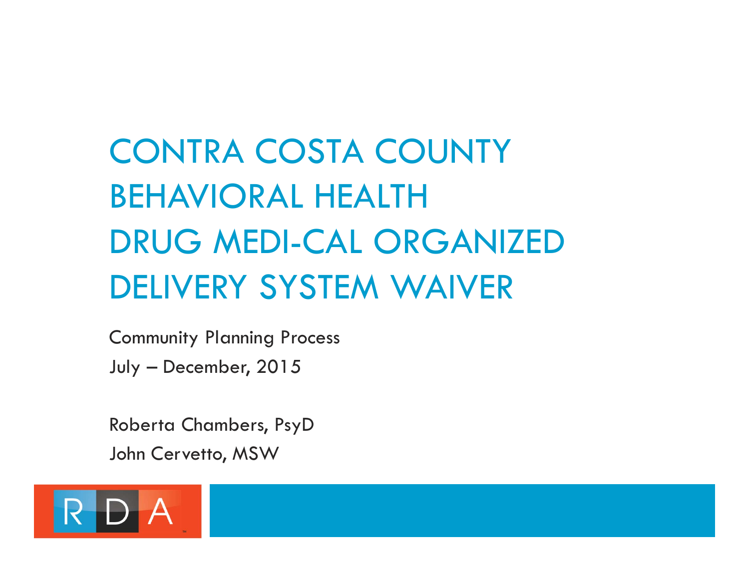# CONTRA COSTA COUNTY BEHAVIORAL HEALTH DRUG MEDI-CAL ORGANIZED DELIVERY SYSTEM WAIVER

Community Planning Process

July – December, 2015

Roberta Chambers, PsyD

John Cervetto, MSW

RDA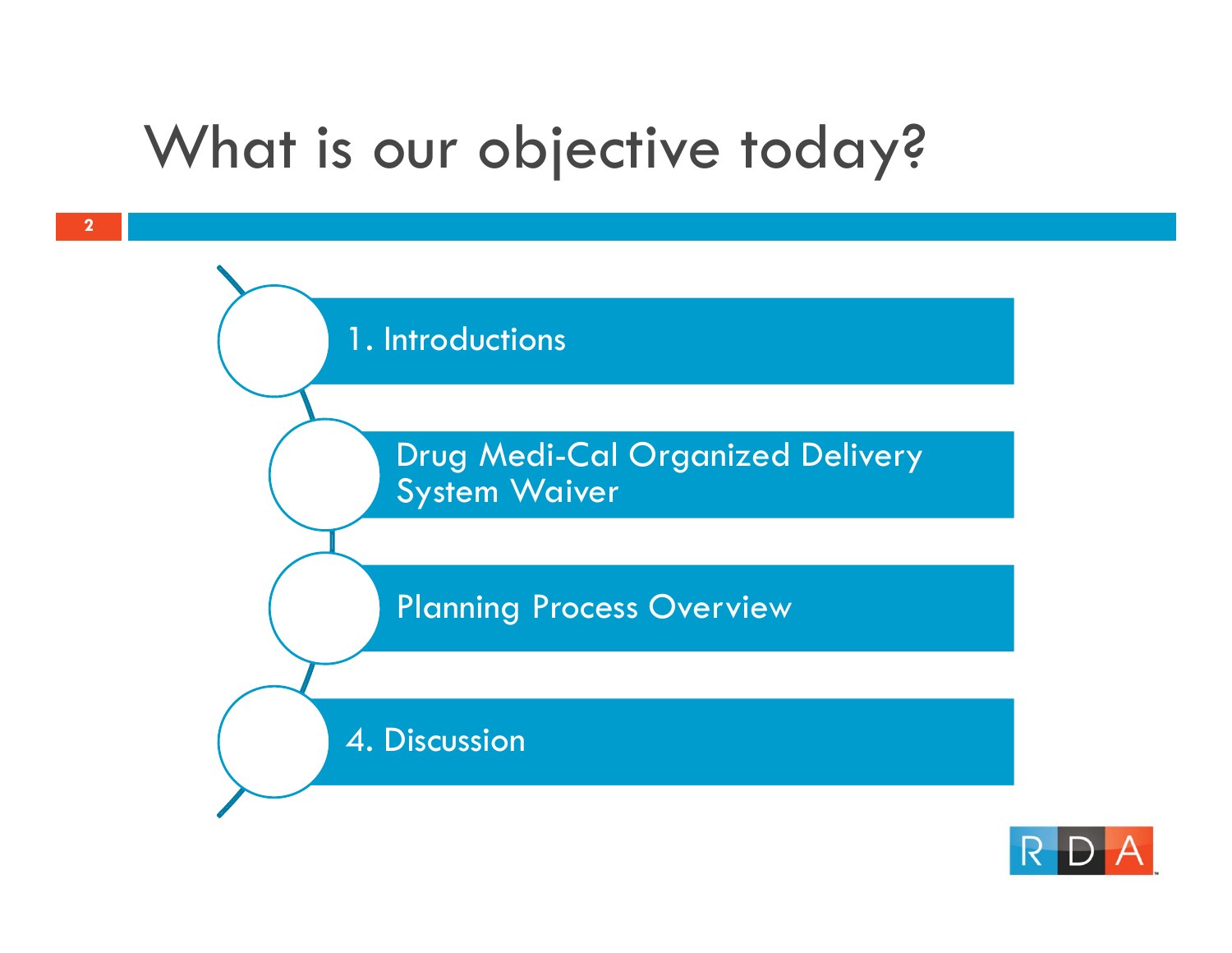# What is our objective today?

1. Introductions
2. Drug Medi-Cal Organized Delivery System Waiver
3. Planning Process Overview
4. Discussion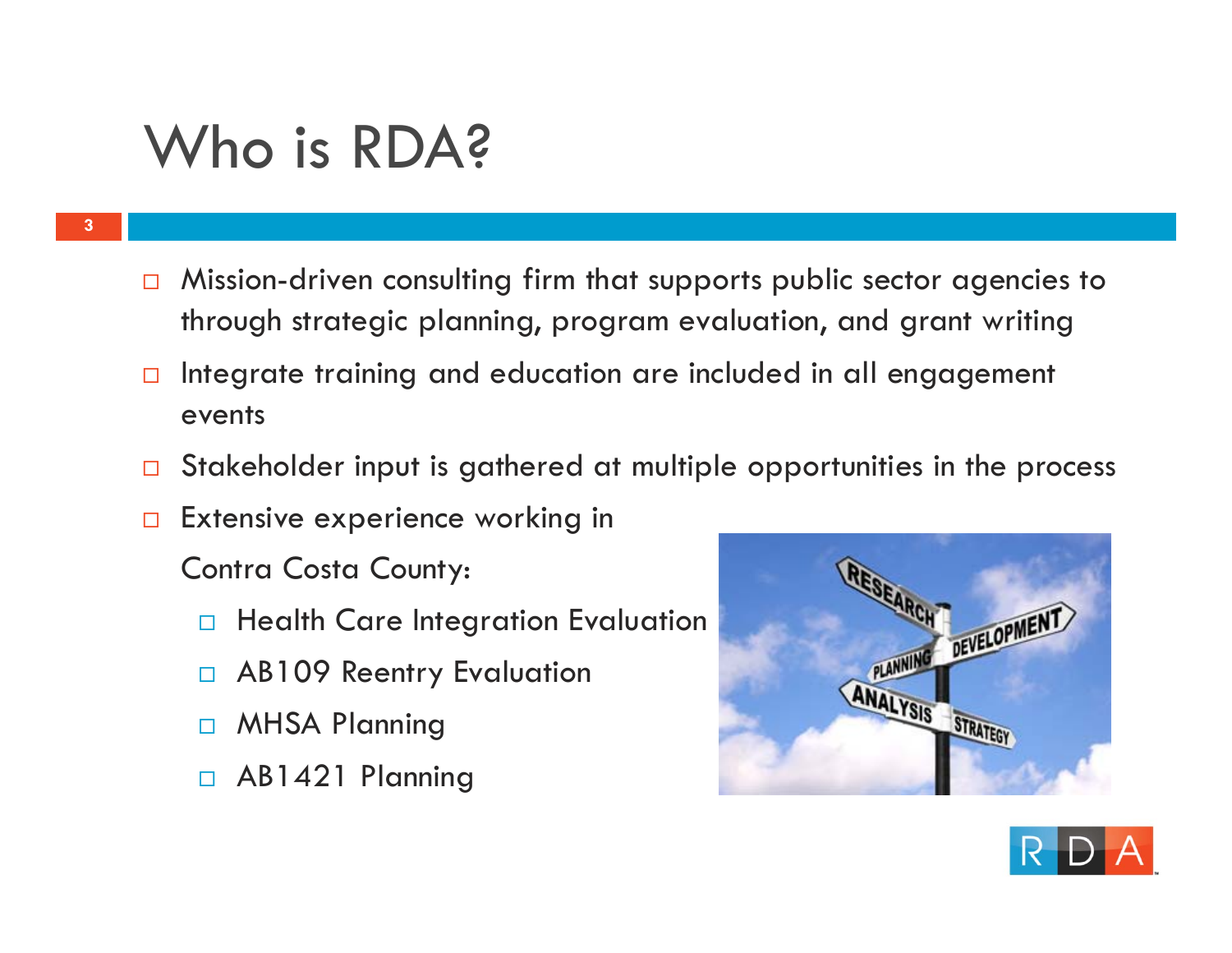# Who is RDA?

- Mission-driven consulting firm that supports public sector agencies to through strategic planning, program evaluation, and grant writing
- Integrate training and education are included in all engagement events
- Stakeholder input is gathered at multiple opportunities in the process
- Extensive experience working in Contra Costa County:
  - Health Care Integration Evaluation
  - AB109 Reentry Evaluation
  - MHSA Planning
  - AB1421 Planning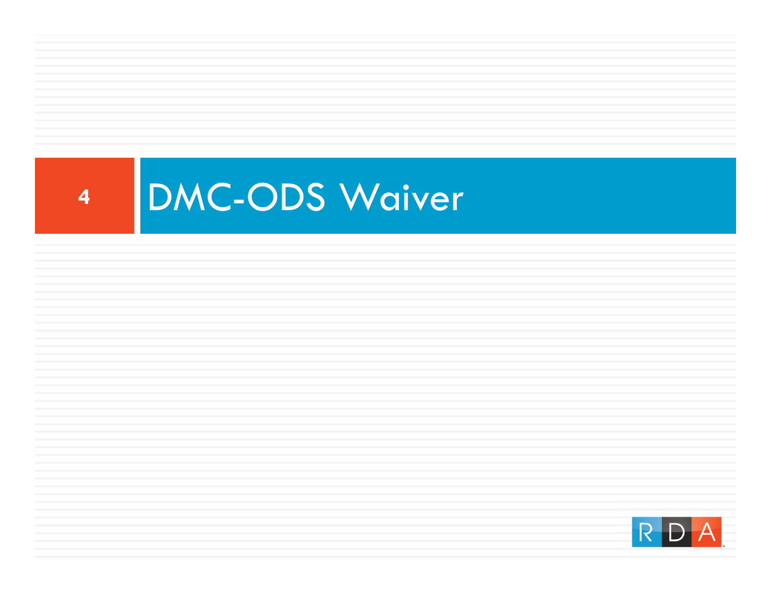# DMC-ODS Waiver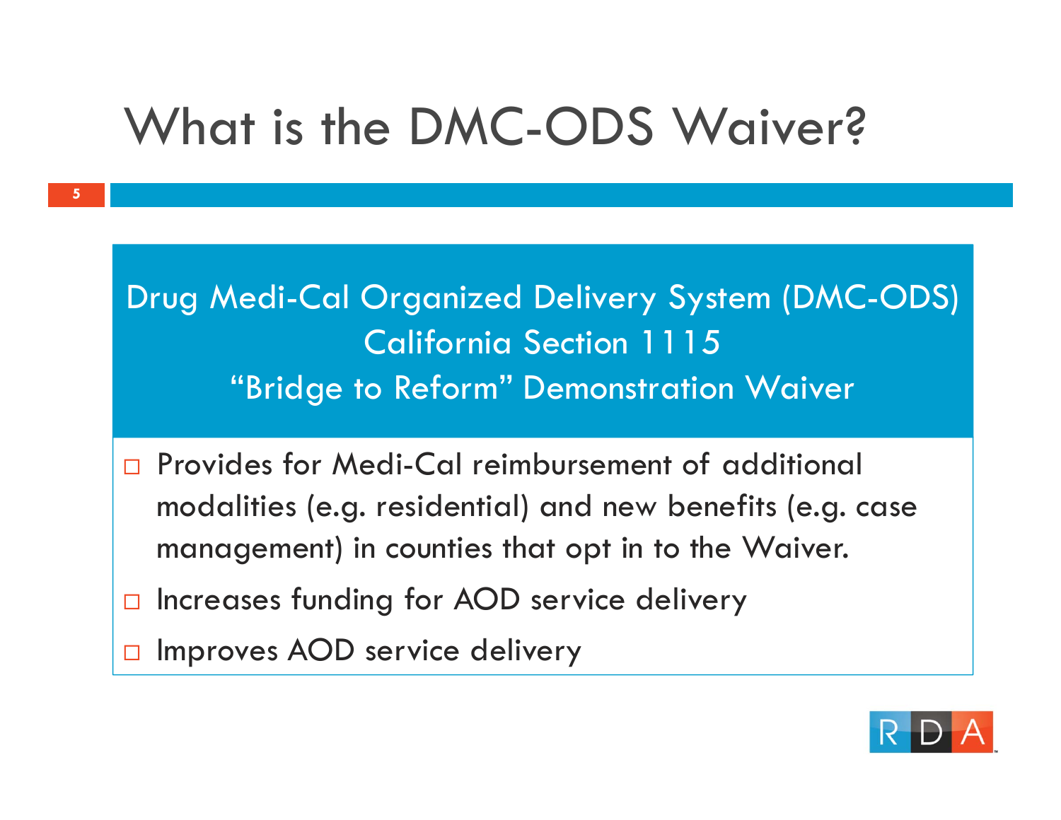# What is the DMC-ODS Waiver?

**Drug Medi-Cal Organized Delivery System (DMC-ODS)**
**California Section 1115**
**"Bridge to Reform" Demonstration Waiver**

- Provides for Medi-Cal reimbursement of additional modalities (e.g. residential) and new benefits (e.g. case management) in counties that opt in to the Waiver.
- Increases funding for AOD service delivery
- Improves AOD service delivery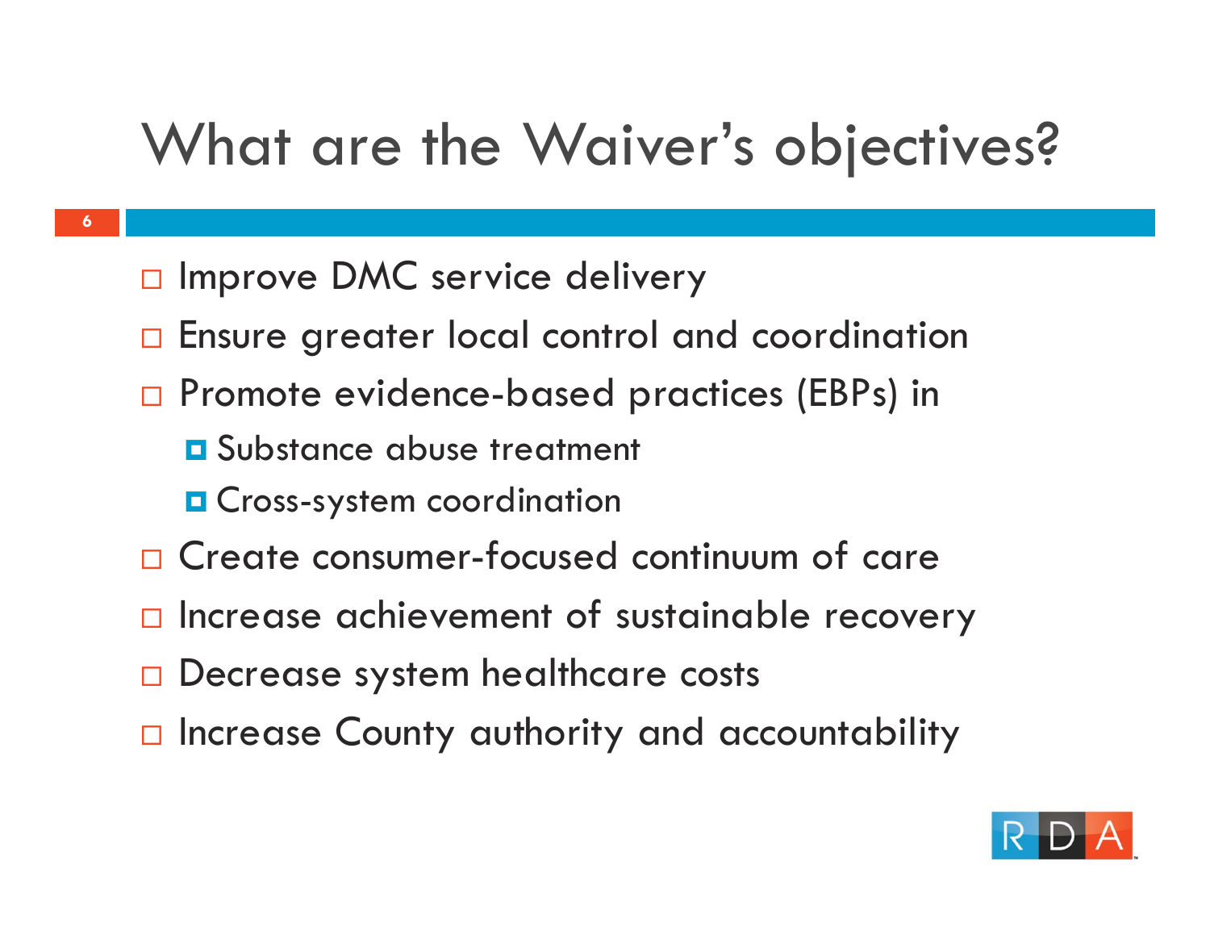# What are the Waiver's objectives?

- Improve DMC service delivery
- Ensure greater local control and coordination
- Promote evidence-based practices (EBPs) in
  - Substance abuse treatment
  - Cross-system coordination
- Create consumer-focused continuum of care
- Increase achievement of sustainable recovery
- Decrease system healthcare costs
- Increase County authority and accountability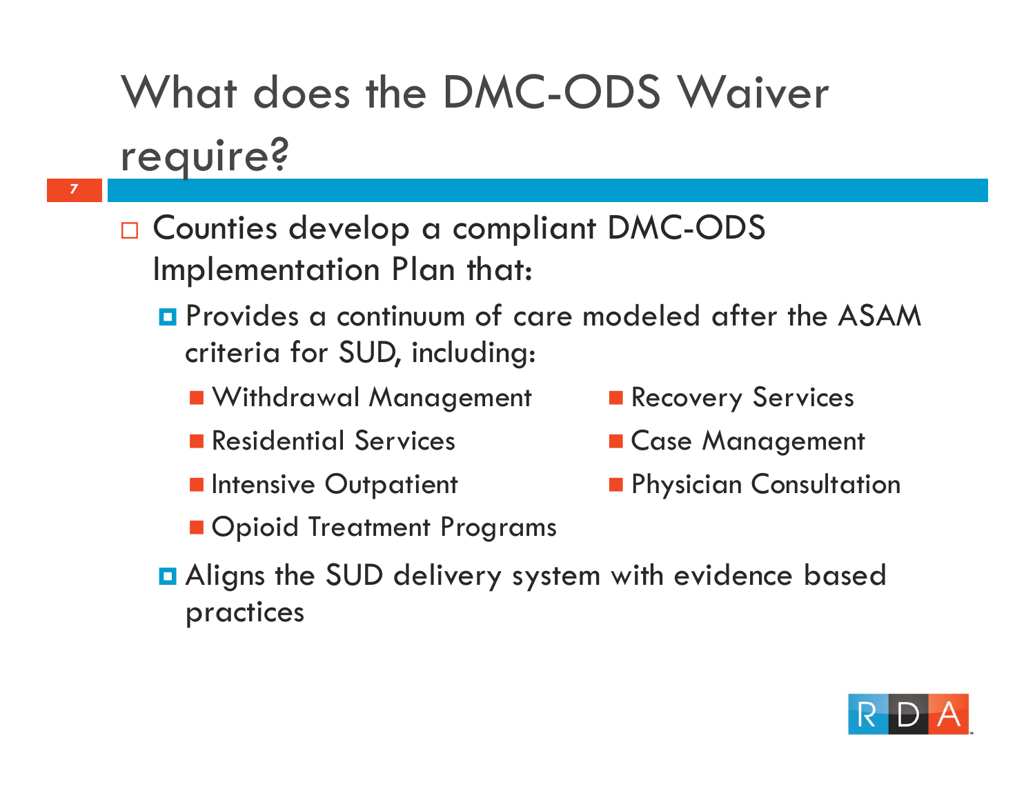# What does the DMC-ODS Waiver require?

- Counties develop a compliant DMC-ODS Implementation Plan that:
  - Provides a continuum of care modeled after the ASAM criteria for SUD, including:
    - Withdrawal Management
    - Residential Services
    - Intensive Outpatient
    - Opioid Treatment Programs
    - Recovery Services
    - Case Management
    - Physician Consultation
  - Aligns the SUD delivery system with evidence based practices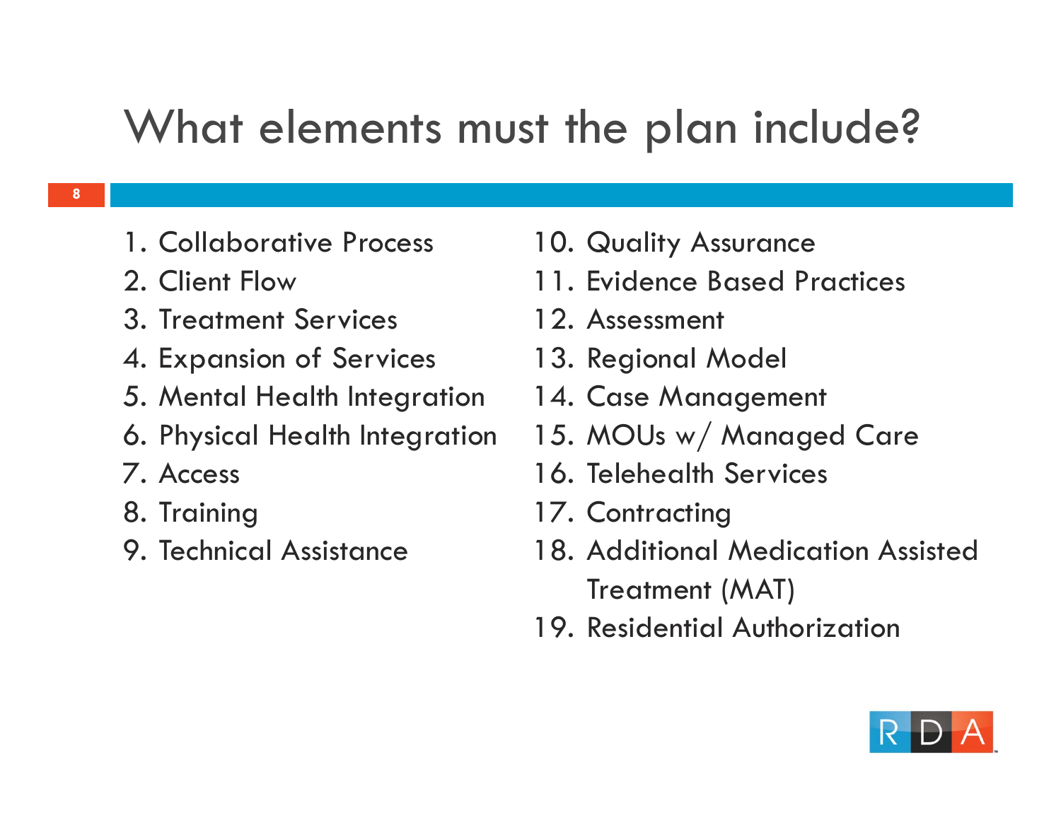# What elements must the plan include?

1. Collaborative Process
2. Client Flow
3. Treatment Services
4. Expansion of Services
5. Mental Health Integration
6. Physical Health Integration
7. Access
8. Training
9. Technical Assistance
10. Quality Assurance
11. Evidence Based Practices
12. Assessment
13. Regional Model
14. Case Management
15. MOUs w/ Managed Care
16. Telehealth Services
17. Contracting
18. Additional Medication Assisted Treatment (MAT)
19. Residential Authorization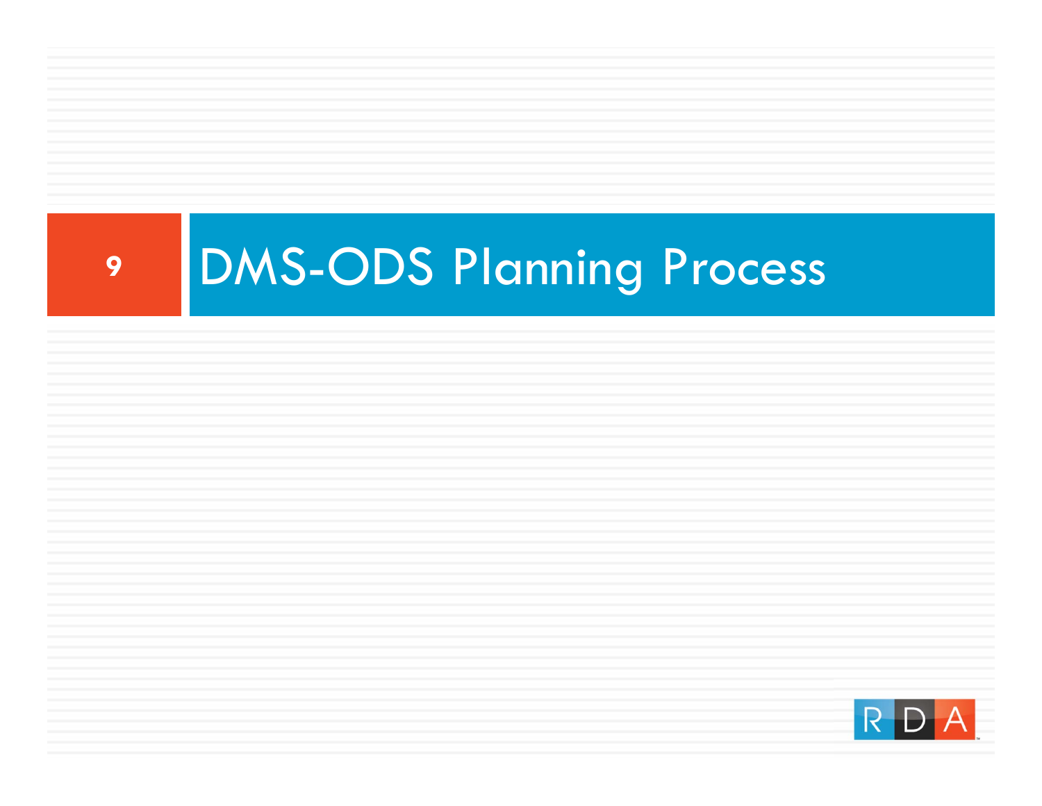# DMS-ODS Planning Process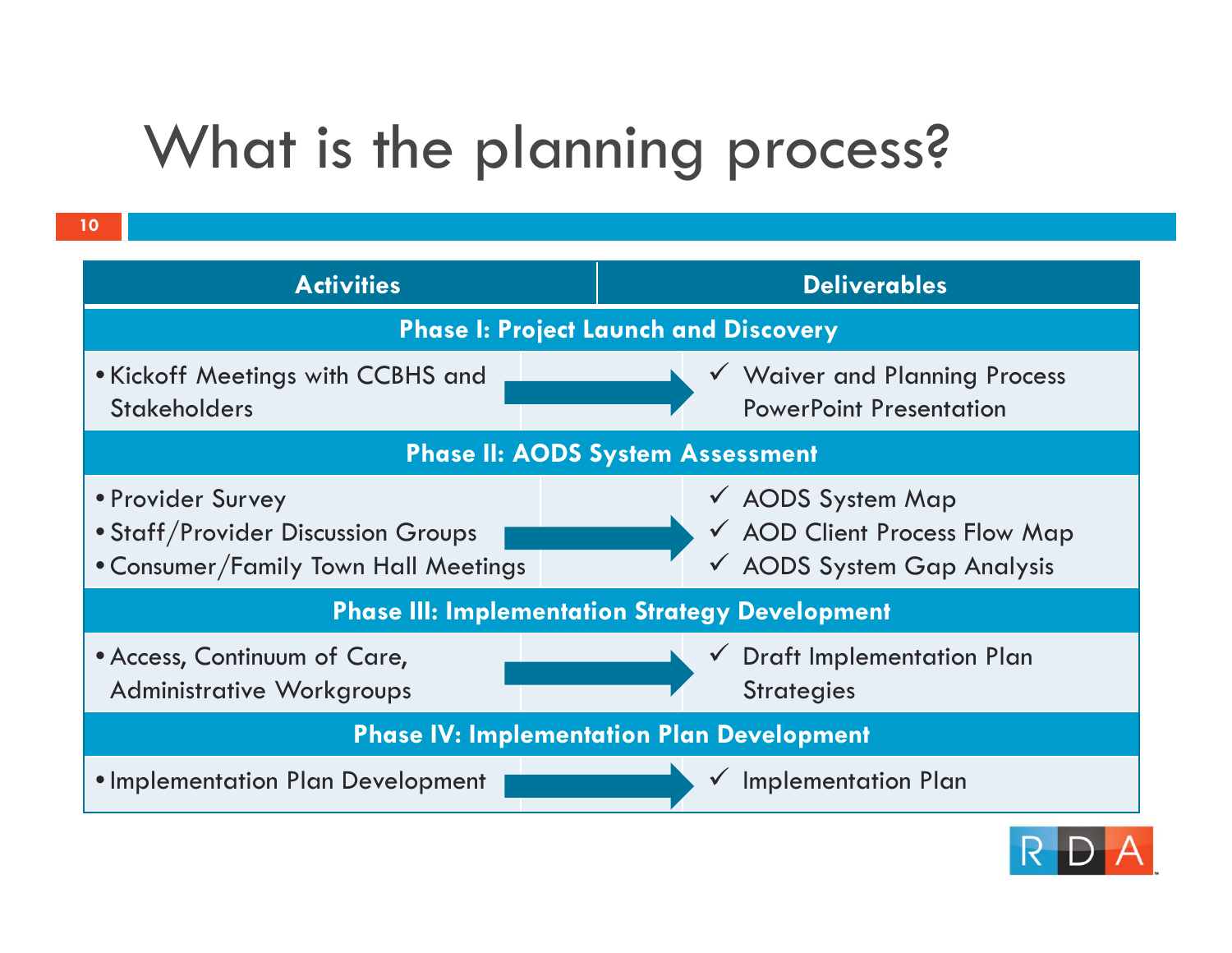# What is the planning process?

| Activities | Deliverables |
|---|---|
| **Phase I: Project Launch and Discovery** | |
| • Kickoff Meetings with CCBHS and Stakeholders | ✓ Waiver and Planning Process PowerPoint Presentation |
| **Phase II: AODS System Assessment** | |
| • Provider Survey<br>• Staff/Provider Discussion Groups<br>• Consumer/Family Town Hall Meetings | ✓ AODS System Map<br>✓ AOD Client Process Flow Map<br>✓ AODS System Gap Analysis |
| **Phase III: Implementation Strategy Development** | |
| • Access, Continuum of Care, Administrative Workgroups | ✓ Draft Implementation Plan Strategies |
| **Phase IV: Implementation Plan Development** | |
| • Implementation Plan Development | ✓ Implementation Plan |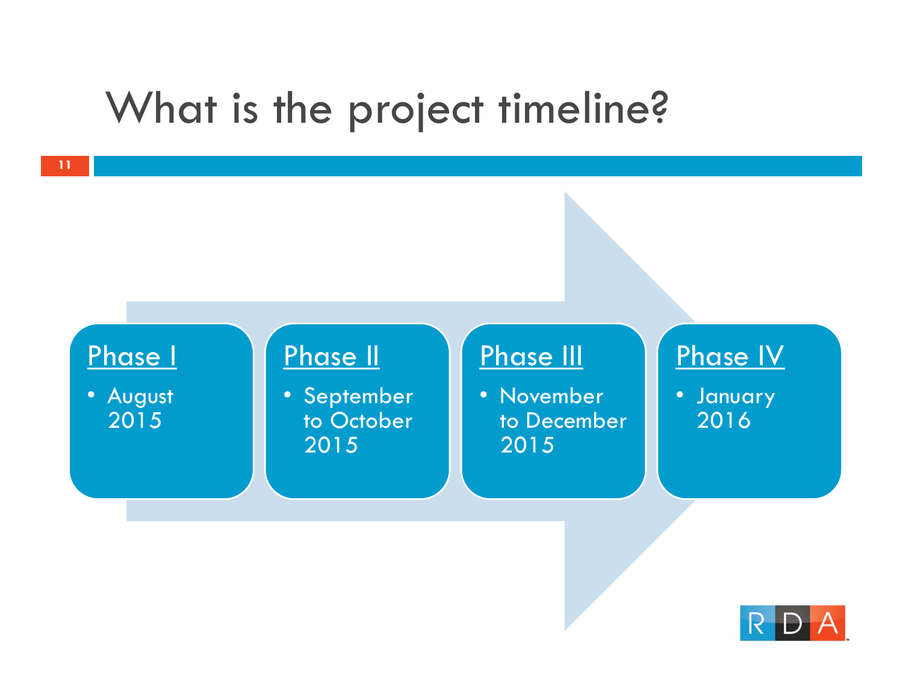# What is the project timeline?

**Phase I**
- August 2015

**Phase II**
- September to October 2015

**Phase III**
- November to December 2015

**Phase IV**
- January 2016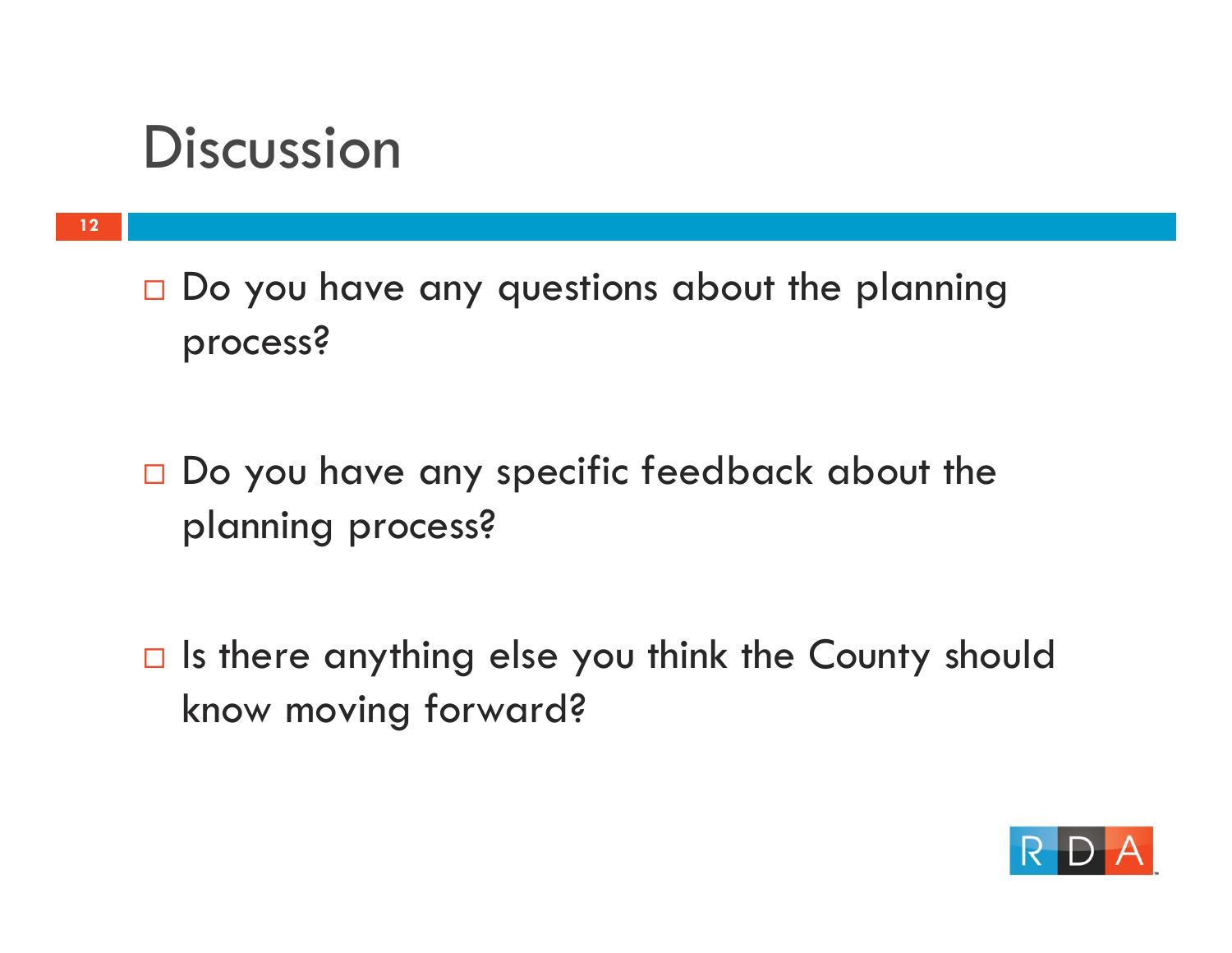# Discussion

- Do you have any questions about the planning process?
- Do you have any specific feedback about the planning process?
- Is there anything else you think the County should know moving forward?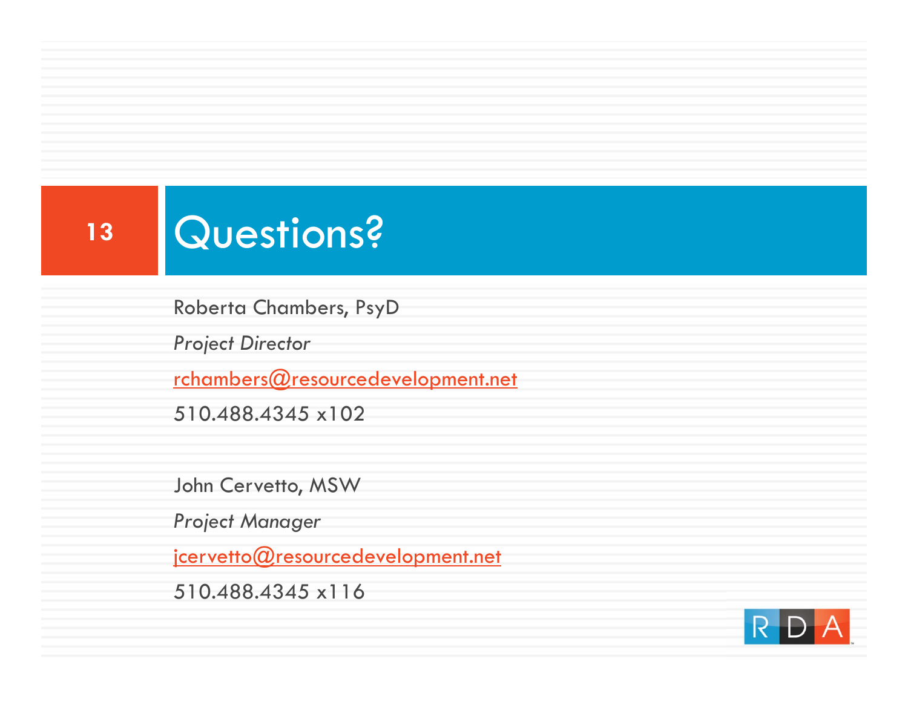# Questions?

Roberta Chambers, PsyD

*Project Director*

rchambers@resourcedevelopment.net

510.488.4345 x102

John Cervetto, MSW

*Project Manager*

jcervetto@resourcedevelopment.net

510.488.4345 x116

RDA